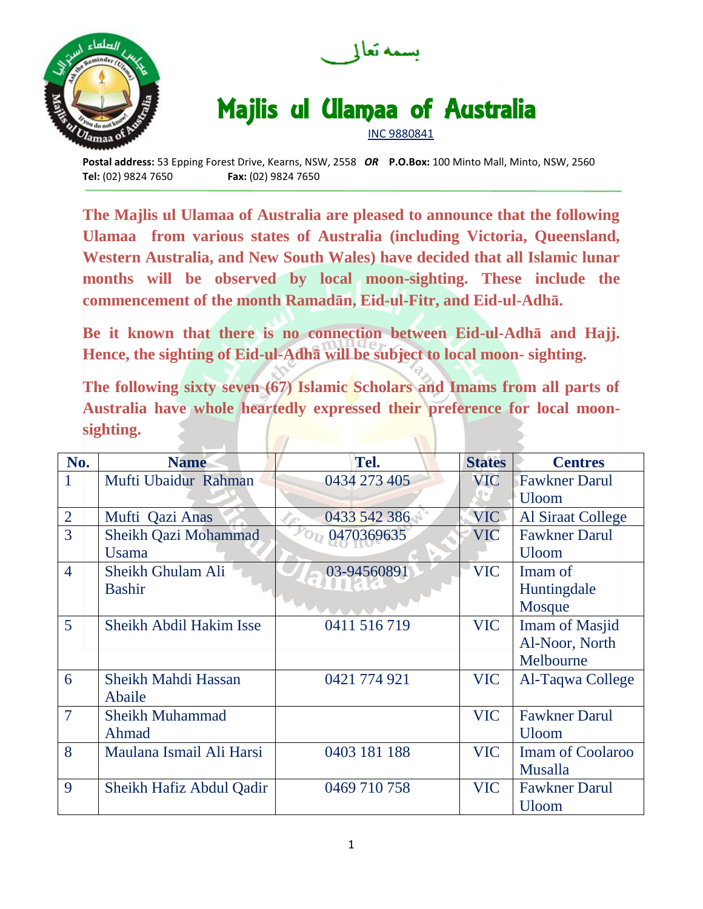بسمه تعالى

# Majlis ul Ulamaa of Australia

INC 9880841

**Postal address:** 53 Epping Forest Drive, Kearns, NSW, 2558 ***OR*** **P.O.Box:** 100 Minto Mall, Minto, NSW, 2560
**Tel:** (02) 9824 7650 **Fax:** (02) 9824 7650

**The Majlis ul Ulamaa of Australia are pleased to announce that the following Ulamaa from various states of Australia (including Victoria, Queensland, Western Australia, and New South Wales) have decided that all Islamic lunar months will be observed by local moon-sighting. These include the commencement of the month Ramadān, Eid-ul-Fitr, and Eid-ul-Adhā.**

**Be it known that there is no connection between Eid-ul-Adhā and Hajj. Hence, the sighting of Eid-ul-Adhā will be subject to local moon- sighting.**

**The following sixty seven (67) Islamic Scholars and Imams from all parts of Australia have whole heartedly expressed their preference for local moon-sighting.**

| No. | Name | Tel. | States | Centres |
|---|---|---|---|---|
| 1 | Mufti Ubaidur Rahman | 0434 273 405 | VIC | Fawkner Darul Uloom |
| 2 | Mufti Qazi Anas | 0433 542 386 | VIC | Al Siraat College |
| 3 | Sheikh Qazi Mohammad Usama | 0470369635 | VIC | Fawkner Darul Uloom |
| 4 | Sheikh Ghulam Ali Bashir | 03-94560891 | VIC | Imam of Huntingdale Mosque |
| 5 | Sheikh Abdil Hakim Isse | 0411 516 719 | VIC | Imam of Masjid Al-Noor, North Melbourne |
| 6 | Sheikh Mahdi Hassan Abaile | 0421 774 921 | VIC | Al-Taqwa College |
| 7 | Sheikh Muhammad Ahmad | | VIC | Fawkner Darul Uloom |
| 8 | Maulana Ismail Ali Harsi | 0403 181 188 | VIC | Imam of Coolaroo Musalla |
| 9 | Sheikh Hafiz Abdul Qadir | 0469 710 758 | VIC | Fawkner Darul Uloom |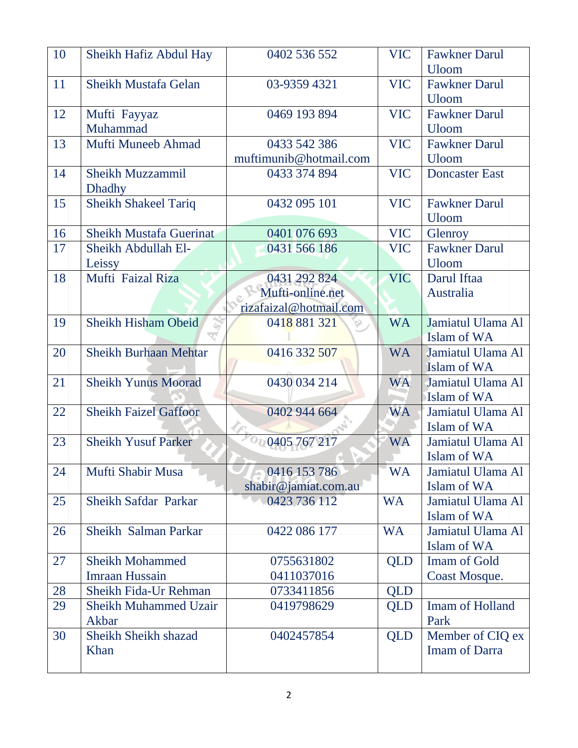| 10 | Sheikh Hafiz Abdul Hay | 0402 536 552 | VIC | Fawkner Darul Uloom |
|---|---|---|---|---|
| 11 | Sheikh Mustafa Gelan | 03-9359 4321 | VIC | Fawkner Darul Uloom |
| 12 | Mufti Fayyaz Muhammad | 0469 193 894 | VIC | Fawkner Darul Uloom |
| 13 | Mufti Muneeb Ahmad | 0433 542 386 muftimunib@hotmail.com | VIC | Fawkner Darul Uloom |
| 14 | Sheikh Muzzammil Dhadhy | 0433 374 894 | VIC | Doncaster East |
| 15 | Sheikh Shakeel Tariq | 0432 095 101 | VIC | Fawkner Darul Uloom |
| 16 | Sheikh Mustafa Guerinat | 0401 076 693 | VIC | Glenroy |
| 17 | Sheikh Abdullah El-Leissy | 0431 566 186 | VIC | Fawkner Darul Uloom |
| 18 | Mufti Faizal Riza | 0431 292 824 Mufti-online.net rizafaizal@hotmail.com | VIC | Darul Iftaa Australia |
| 19 | Sheikh Hisham Obeid | 0418 881 321 | WA | Jamiatul Ulama Al Islam of WA |
| 20 | Sheikh Burhaan Mehtar | 0416 332 507 | WA | Jamiatul Ulama Al Islam of WA |
| 21 | Sheikh Yunus Moorad | 0430 034 214 | WA | Jamiatul Ulama Al Islam of WA |
| 22 | Sheikh Faizel Gaffoor | 0402 944 664 | WA | Jamiatul Ulama Al Islam of WA |
| 23 | Sheikh Yusuf Parker | 0405 767 217 | WA | Jamiatul Ulama Al Islam of WA |
| 24 | Mufti Shabir Musa | 0416 153 786 shabir@jamiat.com.au | WA | Jamiatul Ulama Al Islam of WA |
| 25 | Sheikh Safdar Parkar | 0423 736 112 | WA | Jamiatul Ulama Al Islam of WA |
| 26 | Sheikh Salman Parkar | 0422 086 177 | WA | Jamiatul Ulama Al Islam of WA |
| 27 | Sheikh Mohammed Imraan Hussain | 0755631802 0411037016 | QLD | Imam of Gold Coast Mosque. |
| 28 | Sheikh Fida-Ur Rehman | 0733411856 | QLD | |
| 29 | Sheikh Muhammed Uzair Akbar | 0419798629 | QLD | Imam of Holland Park |
| 30 | Sheikh Sheikh shazad Khan | 0402457854 | QLD | Member of CIQ ex Imam of Darra |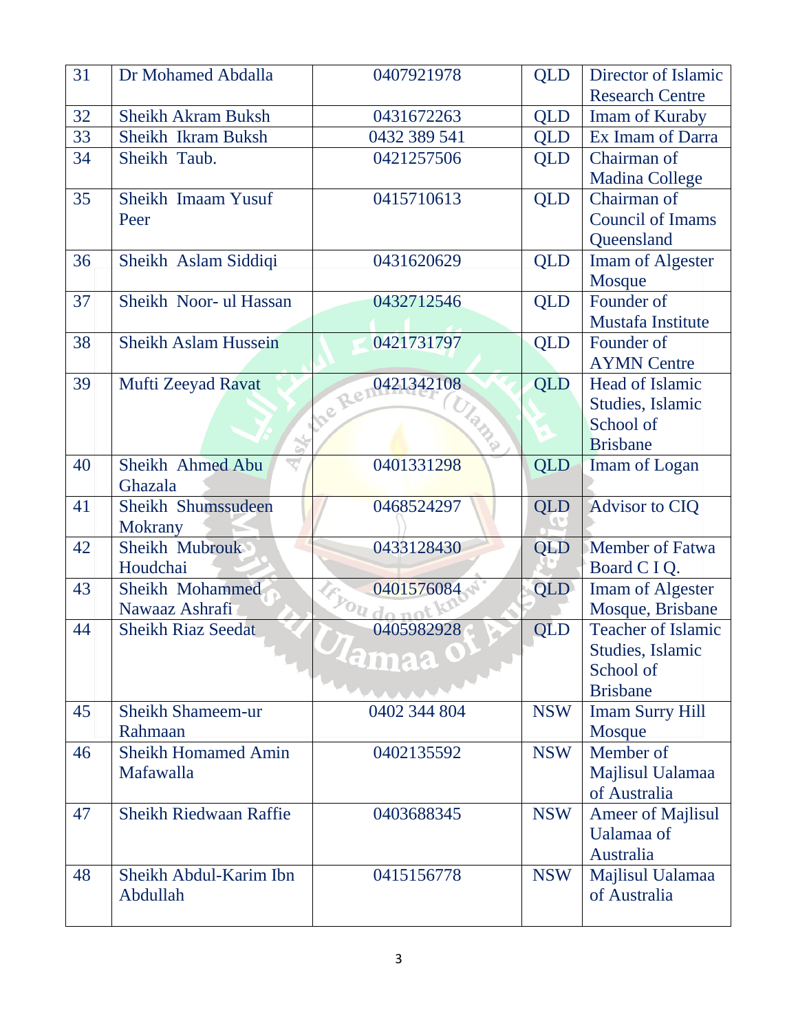| 31 | Dr Mohamed Abdalla | 0407921978 | QLD | Director of Islamic Research Centre |
|---|---|---|---|---|
| 32 | Sheikh Akram Buksh | 0431672263 | QLD | Imam of Kuraby |
| 33 | Sheikh Ikram Buksh | 0432 389 541 | QLD | Ex Imam of Darra |
| 34 | Sheikh Taub. | 0421257506 | QLD | Chairman of Madina College |
| 35 | Sheikh Imaam Yusuf Peer | 0415710613 | QLD | Chairman of Council of Imams Queensland |
| 36 | Sheikh Aslam Siddiqi | 0431620629 | QLD | Imam of Algester Mosque |
| 37 | Sheikh Noor- ul Hassan | 0432712546 | QLD | Founder of Mustafa Institute |
| 38 | Sheikh Aslam Hussein | 0421731797 | QLD | Founder of AYMN Centre |
| 39 | Mufti Zeeyad Ravat | 0421342108 | QLD | Head of Islamic Studies, Islamic School of Brisbane |
| 40 | Sheikh Ahmed Abu Ghazala | 0401331298 | QLD | Imam of Logan |
| 41 | Sheikh Shumssudeen Mokrany | 0468524297 | QLD | Advisor to CIQ |
| 42 | Sheikh Mubrouk Houdchai | 0433128430 | QLD | Member of Fatwa Board C I Q. |
| 43 | Sheikh Mohammed Nawaaz Ashrafi | 0401576084 | QLD | Imam of Algester Mosque, Brisbane |
| 44 | Sheikh Riaz Seedat | 0405982928 | QLD | Teacher of Islamic Studies, Islamic School of Brisbane |
| 45 | Sheikh Shameem-ur Rahmaan | 0402 344 804 | NSW | Imam Surry Hill Mosque |
| 46 | Sheikh Homamed Amin Mafawalla | 0402135592 | NSW | Member of Majlisul Ualamaa of Australia |
| 47 | Sheikh Riedwaan Raffie | 0403688345 | NSW | Ameer of Majlisul Ualamaa of Australia |
| 48 | Sheikh Abdul-Karim Ibn Abdullah | 0415156778 | NSW | Majlisul Ualamaa of Australia |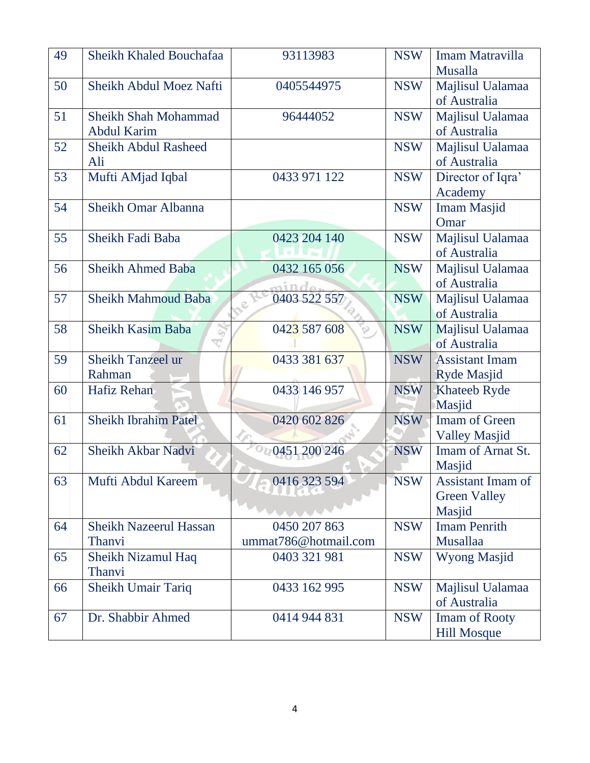| | | | | |
|---|---|---|---|---|
| 49 | Sheikh Khaled Bouchafaa | 93113983 | NSW | Imam Matravilla Musalla |
| 50 | Sheikh Abdul Moez Nafti | 0405544975 | NSW | Majlisul Ualamaa of Australia |
| 51 | Sheikh Shah Mohammad Abdul Karim | 96444052 | NSW | Majlisul Ualamaa of Australia |
| 52 | Sheikh Abdul Rasheed Ali | | NSW | Majlisul Ualamaa of Australia |
| 53 | Mufti AMjad Iqbal | 0433 971 122 | NSW | Director of Iqra' Academy |
| 54 | Sheikh Omar Albanna | | NSW | Imam Masjid Omar |
| 55 | Sheikh Fadi Baba | 0423 204 140 | NSW | Majlisul Ualamaa of Australia |
| 56 | Sheikh Ahmed Baba | 0432 165 056 | NSW | Majlisul Ualamaa of Australia |
| 57 | Sheikh Mahmoud Baba | 0403 522 557 | NSW | Majlisul Ualamaa of Australia |
| 58 | Sheikh Kasim Baba | 0423 587 608 | NSW | Majlisul Ualamaa of Australia |
| 59 | Sheikh Tanzeel ur Rahman | 0433 381 637 | NSW | Assistant Imam Ryde Masjid |
| 60 | Hafiz Rehan | 0433 146 957 | NSW | Khateeb Ryde Masjid |
| 61 | Sheikh Ibrahim Patel | 0420 602 826 | NSW | Imam of Green Valley Masjid |
| 62 | Sheikh Akbar Nadvi | 0451 200 246 | NSW | Imam of Arnat St. Masjid |
| 63 | Mufti Abdul Kareem | 0416 323 594 | NSW | Assistant Imam of Green Valley Masjid |
| 64 | Sheikh Nazeerul Hassan Thanvi | 0450 207 863 ummat786@hotmail.com | NSW | Imam Penrith Musallaa |
| 65 | Sheikh Nizamul Haq Thanvi | 0403 321 981 | NSW | Wyong Masjid |
| 66 | Sheikh Umair Tariq | 0433 162 995 | NSW | Majlisul Ualamaa of Australia |
| 67 | Dr. Shabbir Ahmed | 0414 944 831 | NSW | Imam of Rooty Hill Mosque |